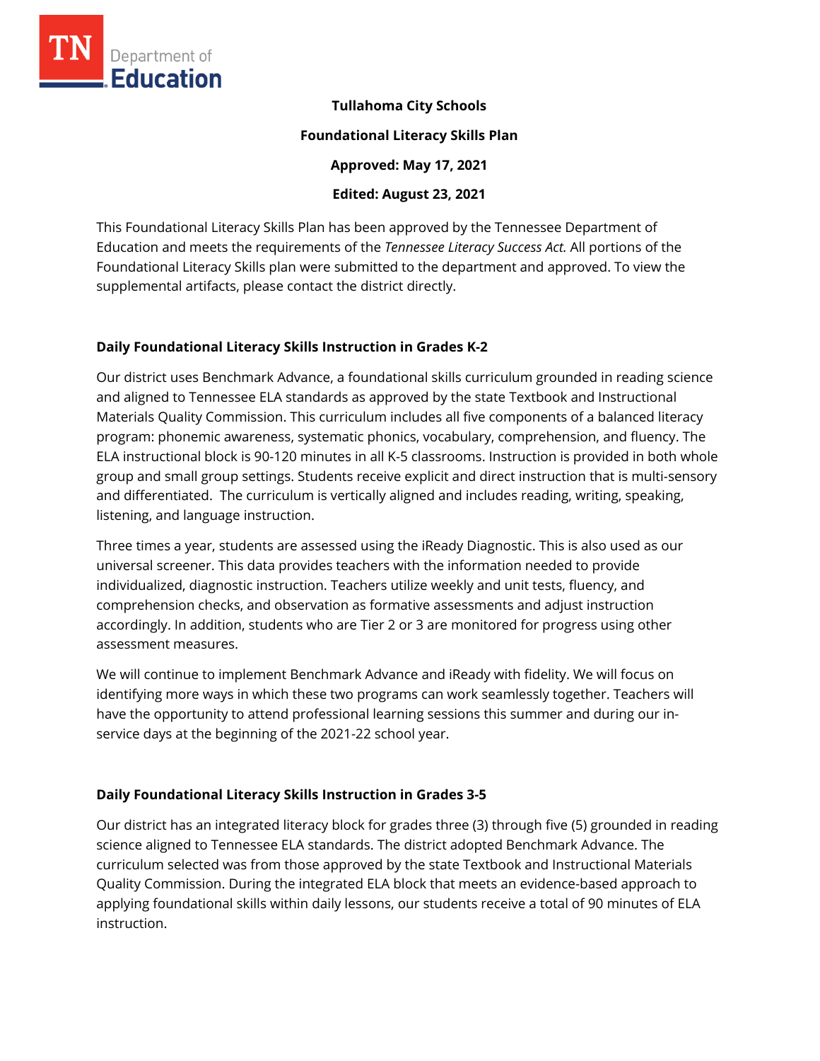# Tullahoma City Schools

## Foundational Literacy Skills Plan

**Approved: May 17, 2021**

**Edited: August 23, 2021**

This Foundational Literacy Skills Plan has been approved by the Tennessee Department of Education and meets the requirements of the *Tennessee Literacy Success Act.* All portions of the Foundational Literacy Skills plan were submitted to the department and approved. To view the supplemental artifacts, please contact the district directly.

### Daily Foundational Literacy Skills Instruction in Grades K-2

Our district uses Benchmark Advance, a foundational skills curriculum grounded in reading science and aligned to Tennessee ELA standards as approved by the state Textbook and Instructional Materials Quality Commission. This curriculum includes all five components of a balanced literacy program: phonemic awareness, systematic phonics, vocabulary, comprehension, and fluency. The ELA instructional block is 90-120 minutes in all K-5 classrooms. Instruction is provided in both whole group and small group settings. Students receive explicit and direct instruction that is multi-sensory and differentiated. The curriculum is vertically aligned and includes reading, writing, speaking, listening, and language instruction.

Three times a year, students are assessed using the iReady Diagnostic. This is also used as our universal screener. This data provides teachers with the information needed to provide individualized, diagnostic instruction. Teachers utilize weekly and unit tests, fluency, and comprehension checks, and observation as formative assessments and adjust instruction accordingly. In addition, students who are Tier 2 or 3 are monitored for progress using other assessment measures.

We will continue to implement Benchmark Advance and iReady with fidelity. We will focus on identifying more ways in which these two programs can work seamlessly together. Teachers will have the opportunity to attend professional learning sessions this summer and during our in-service days at the beginning of the 2021-22 school year.

### Daily Foundational Literacy Skills Instruction in Grades 3-5

Our district has an integrated literacy block for grades three (3) through five (5) grounded in reading science aligned to Tennessee ELA standards. The district adopted Benchmark Advance. The curriculum selected was from those approved by the state Textbook and Instructional Materials Quality Commission. During the integrated ELA block that meets an evidence-based approach to applying foundational skills within daily lessons, our students receive a total of 90 minutes of ELA instruction.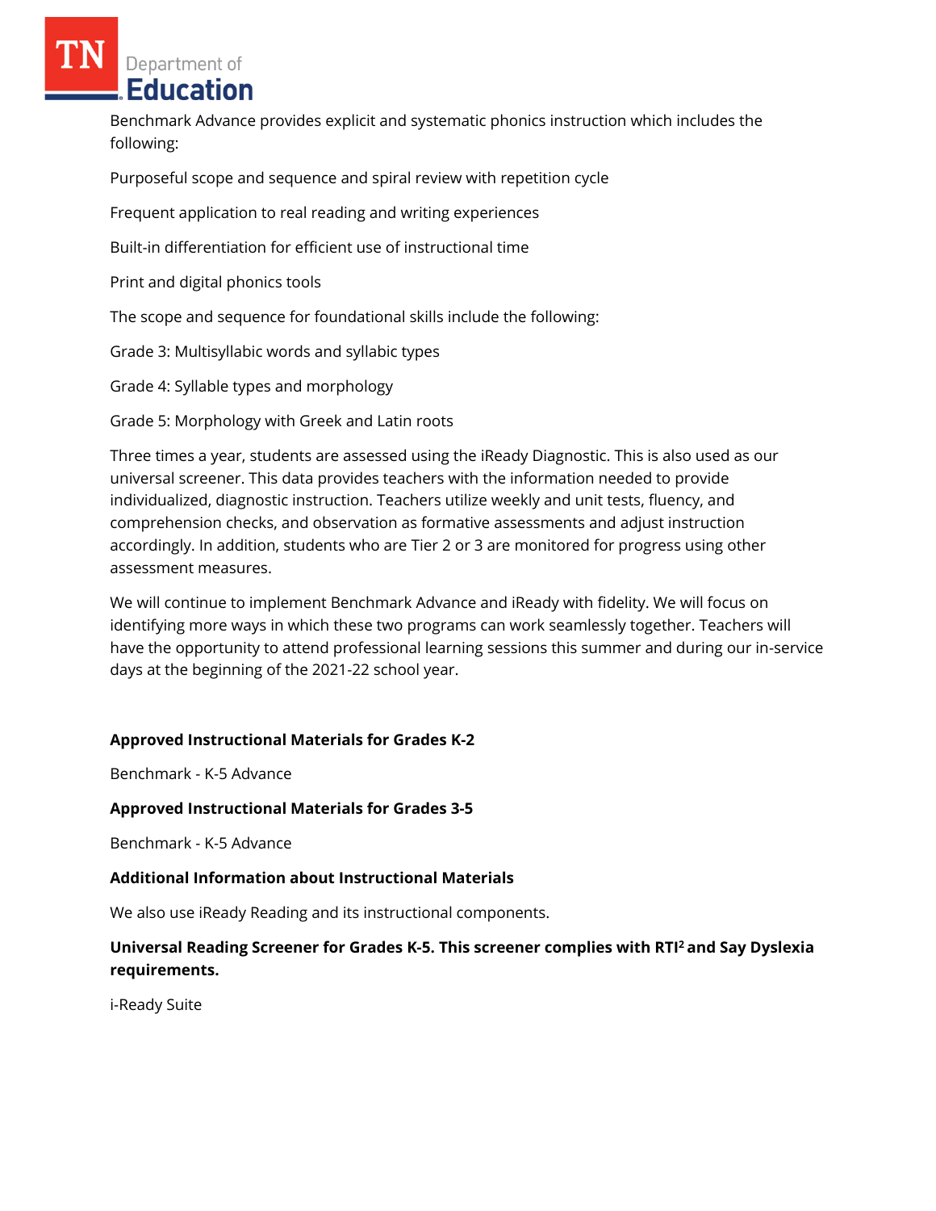Benchmark Advance provides explicit and systematic phonics instruction which includes the following:

Purposeful scope and sequence and spiral review with repetition cycle

Frequent application to real reading and writing experiences

Built-in differentiation for efficient use of instructional time

Print and digital phonics tools

The scope and sequence for foundational skills include the following:

Grade 3: Multisyllabic words and syllabic types

Grade 4: Syllable types and morphology

Grade 5: Morphology with Greek and Latin roots

Three times a year, students are assessed using the iReady Diagnostic. This is also used as our universal screener. This data provides teachers with the information needed to provide individualized, diagnostic instruction. Teachers utilize weekly and unit tests, fluency, and comprehension checks, and observation as formative assessments and adjust instruction accordingly. In addition, students who are Tier 2 or 3 are monitored for progress using other assessment measures.

We will continue to implement Benchmark Advance and iReady with fidelity. We will focus on identifying more ways in which these two programs can work seamlessly together. Teachers will have the opportunity to attend professional learning sessions this summer and during our in-service days at the beginning of the 2021-22 school year.

**Approved Instructional Materials for Grades K-2**

Benchmark - K-5 Advance

**Approved Instructional Materials for Grades 3-5**

Benchmark - K-5 Advance

**Additional Information about Instructional Materials**

We also use iReady Reading and its instructional components.

**Universal Reading Screener for Grades K-5. This screener complies with RTI² and Say Dyslexia requirements.**

i-Ready Suite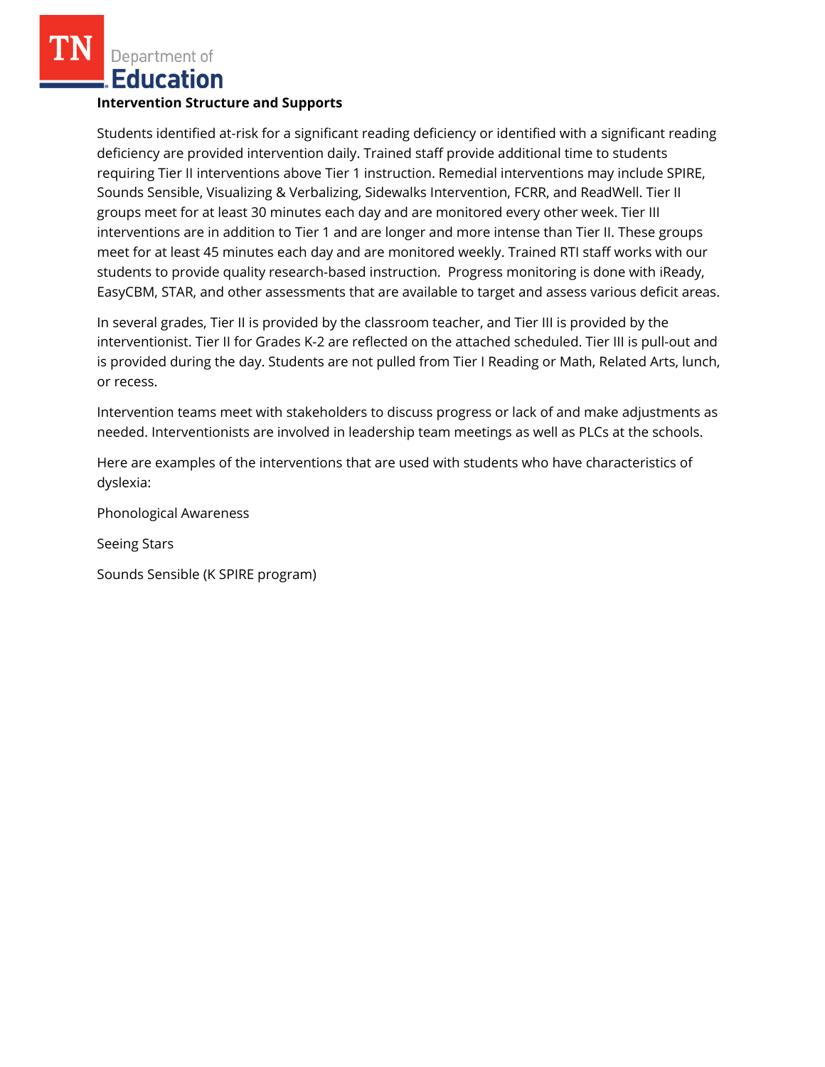**Intervention Structure and Supports**

Students identified at-risk for a significant reading deficiency or identified with a significant reading deficiency are provided intervention daily. Trained staff provide additional time to students requiring Tier II interventions above Tier 1 instruction. Remedial interventions may include SPIRE, Sounds Sensible, Visualizing & Verbalizing, Sidewalks Intervention, FCRR, and ReadWell. Tier II groups meet for at least 30 minutes each day and are monitored every other week. Tier III interventions are in addition to Tier 1 and are longer and more intense than Tier II. These groups meet for at least 45 minutes each day and are monitored weekly. Trained RTI staff works with our students to provide quality research-based instruction. Progress monitoring is done with iReady, EasyCBM, STAR, and other assessments that are available to target and assess various deficit areas.

In several grades, Tier II is provided by the classroom teacher, and Tier III is provided by the interventionist. Tier II for Grades K-2 are reflected on the attached scheduled. Tier III is pull-out and is provided during the day. Students are not pulled from Tier I Reading or Math, Related Arts, lunch, or recess.

Intervention teams meet with stakeholders to discuss progress or lack of and make adjustments as needed. Interventionists are involved in leadership team meetings as well as PLCs at the schools.

Here are examples of the interventions that are used with students who have characteristics of dyslexia:

Phonological Awareness

Seeing Stars

Sounds Sensible (K SPIRE program)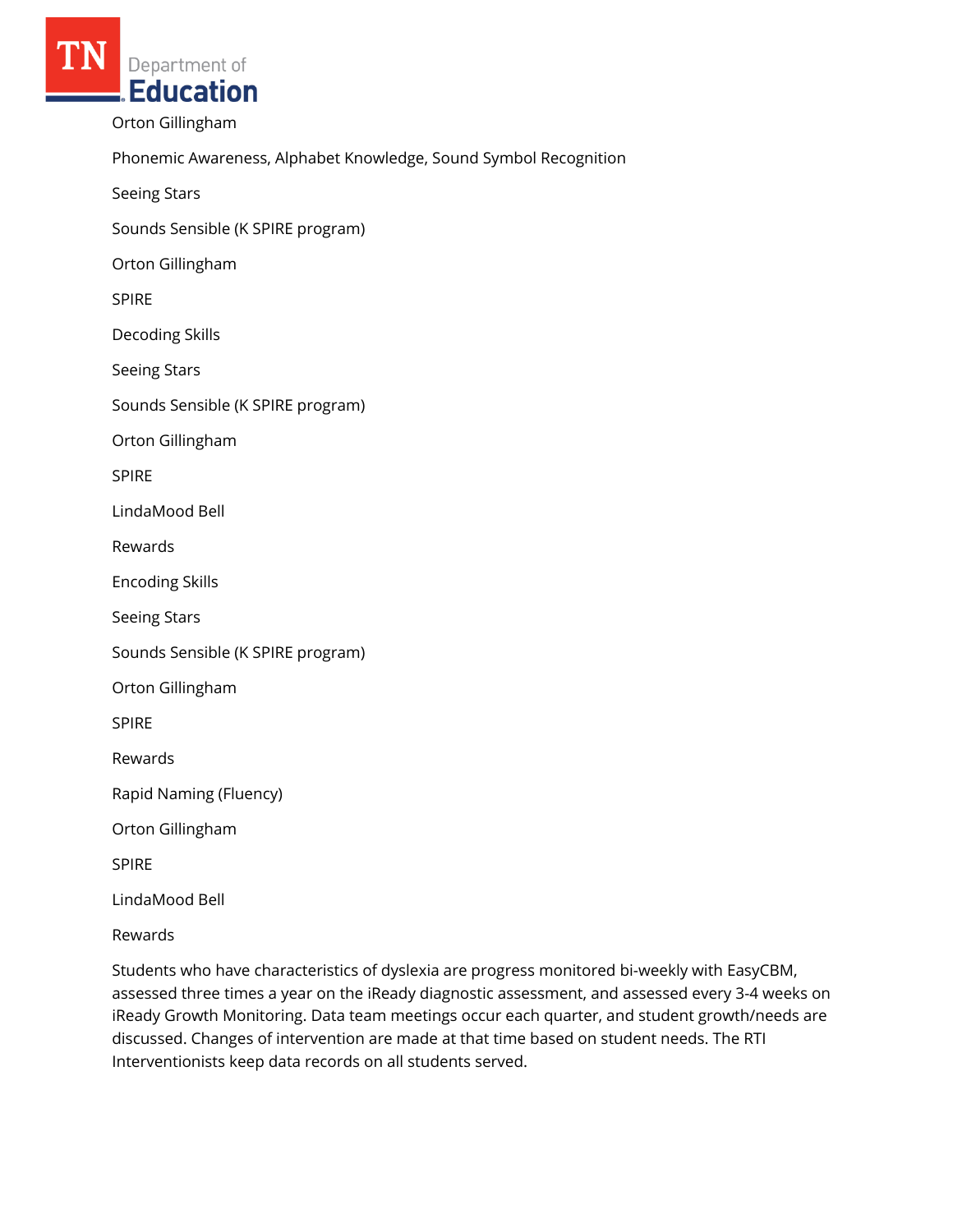Orton Gillingham

Phonemic Awareness, Alphabet Knowledge, Sound Symbol Recognition

Seeing Stars

Sounds Sensible (K SPIRE program)

Orton Gillingham

SPIRE

Decoding Skills

Seeing Stars

Sounds Sensible (K SPIRE program)

Orton Gillingham

SPIRE

LindaMood Bell

Rewards

Encoding Skills

Seeing Stars

Sounds Sensible (K SPIRE program)

Orton Gillingham

SPIRE

Rewards

Rapid Naming (Fluency)

Orton Gillingham

SPIRE

LindaMood Bell

Rewards

Students who have characteristics of dyslexia are progress monitored bi-weekly with EasyCBM, assessed three times a year on the iReady diagnostic assessment, and assessed every 3-4 weeks on iReady Growth Monitoring. Data team meetings occur each quarter, and student growth/needs are discussed. Changes of intervention are made at that time based on student needs. The RTI Interventionists keep data records on all students served.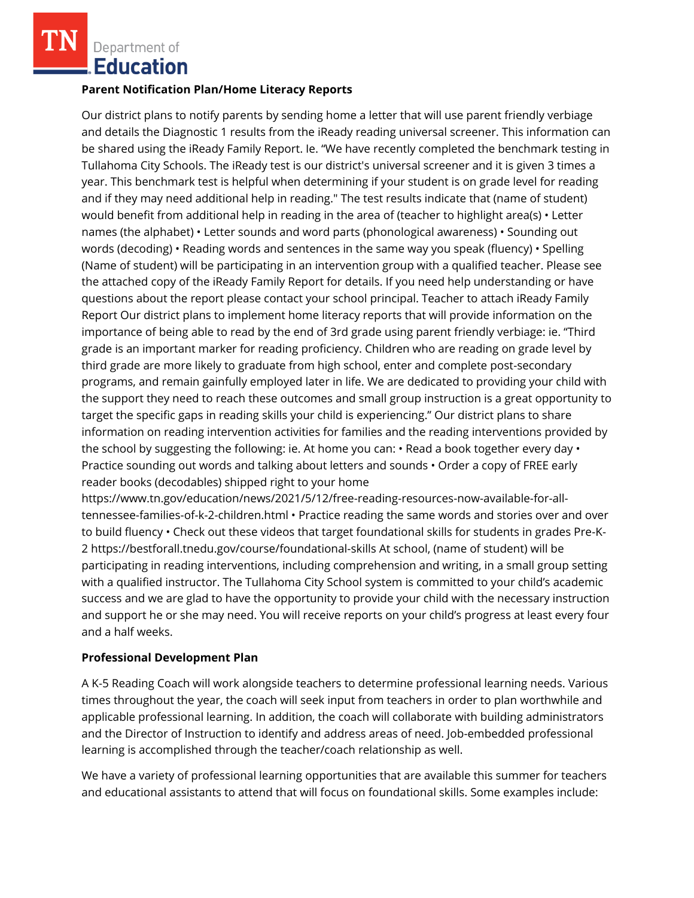**Parent Notification Plan/Home Literacy Reports**

Our district plans to notify parents by sending home a letter that will use parent friendly verbiage and details the Diagnostic 1 results from the iReady reading universal screener. This information can be shared using the iReady Family Report. Ie. "We have recently completed the benchmark testing in Tullahoma City Schools. The iReady test is our district's universal screener and it is given 3 times a year. This benchmark test is helpful when determining if your student is on grade level for reading and if they may need additional help in reading." The test results indicate that (name of student) would benefit from additional help in reading in the area of (teacher to highlight area(s) • Letter names (the alphabet) • Letter sounds and word parts (phonological awareness) • Sounding out words (decoding) • Reading words and sentences in the same way you speak (fluency) • Spelling (Name of student) will be participating in an intervention group with a qualified teacher. Please see the attached copy of the iReady Family Report for details. If you need help understanding or have questions about the report please contact your school principal. Teacher to attach iReady Family Report Our district plans to implement home literacy reports that will provide information on the importance of being able to read by the end of 3rd grade using parent friendly verbiage: ie. "Third grade is an important marker for reading proficiency. Children who are reading on grade level by third grade are more likely to graduate from high school, enter and complete post-secondary programs, and remain gainfully employed later in life. We are dedicated to providing your child with the support they need to reach these outcomes and small group instruction is a great opportunity to target the specific gaps in reading skills your child is experiencing." Our district plans to share information on reading intervention activities for families and the reading interventions provided by the school by suggesting the following: ie. At home you can: • Read a book together every day • Practice sounding out words and talking about letters and sounds • Order a copy of FREE early reader books (decodables) shipped right to your home https://www.tn.gov/education/news/2021/5/12/free-reading-resources-now-available-for-all-tennessee-families-of-k-2-children.html • Practice reading the same words and stories over and over to build fluency • Check out these videos that target foundational skills for students in grades Pre-K-2 https://bestforall.tnedu.gov/course/foundational-skills At school, (name of student) will be participating in reading interventions, including comprehension and writing, in a small group setting with a qualified instructor. The Tullahoma City School system is committed to your child's academic success and we are glad to have the opportunity to provide your child with the necessary instruction and support he or she may need. You will receive reports on your child's progress at least every four and a half weeks.

**Professional Development Plan**

A K-5 Reading Coach will work alongside teachers to determine professional learning needs. Various times throughout the year, the coach will seek input from teachers in order to plan worthwhile and applicable professional learning. In addition, the coach will collaborate with building administrators and the Director of Instruction to identify and address areas of need. Job-embedded professional learning is accomplished through the teacher/coach relationship as well.

We have a variety of professional learning opportunities that are available this summer for teachers and educational assistants to attend that will focus on foundational skills. Some examples include: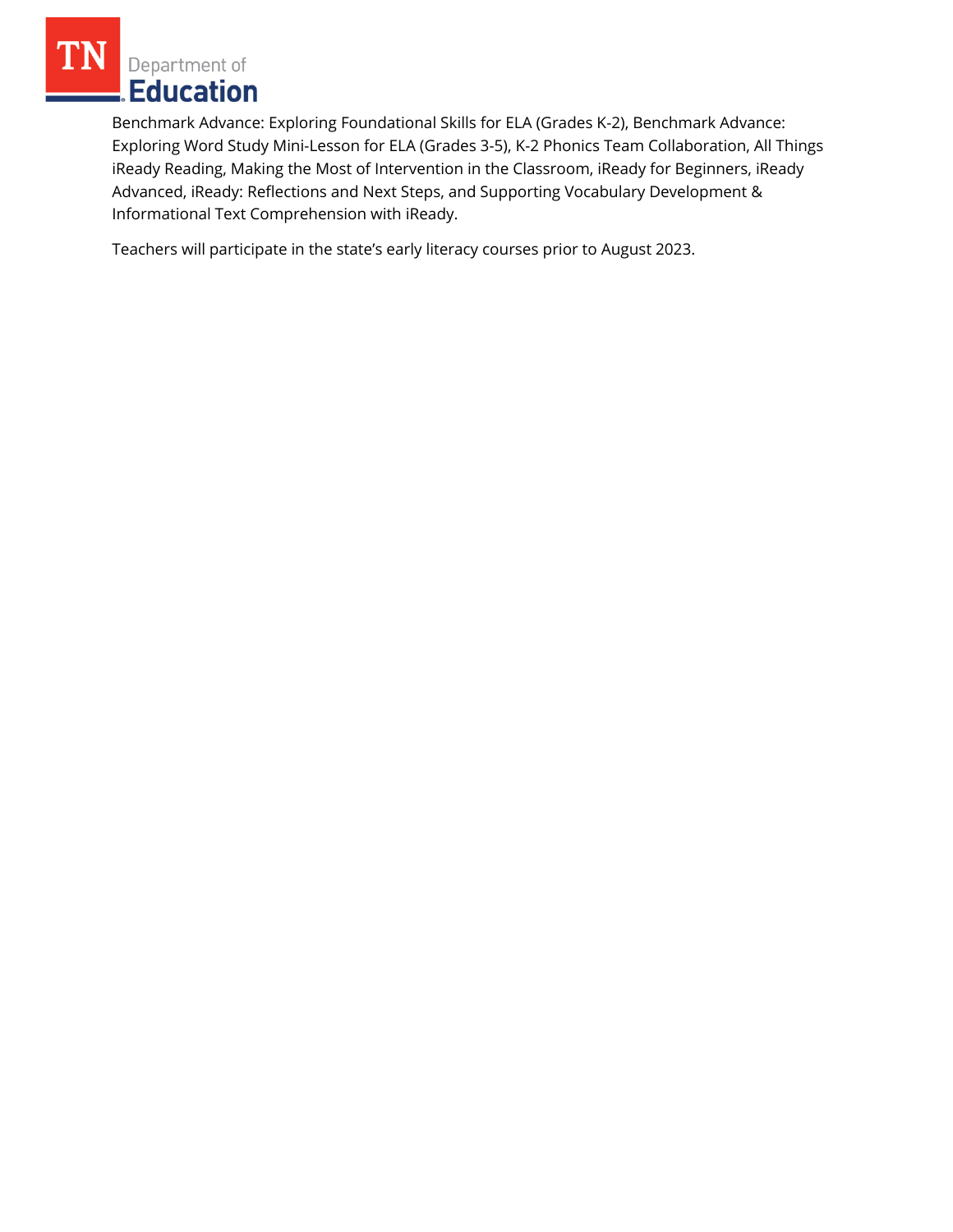Benchmark Advance: Exploring Foundational Skills for ELA (Grades K-2), Benchmark Advance: Exploring Word Study Mini-Lesson for ELA (Grades 3-5), K-2 Phonics Team Collaboration, All Things iReady Reading, Making the Most of Intervention in the Classroom, iReady for Beginners, iReady Advanced, iReady: Reflections and Next Steps, and Supporting Vocabulary Development & Informational Text Comprehension with iReady.

Teachers will participate in the state's early literacy courses prior to August 2023.